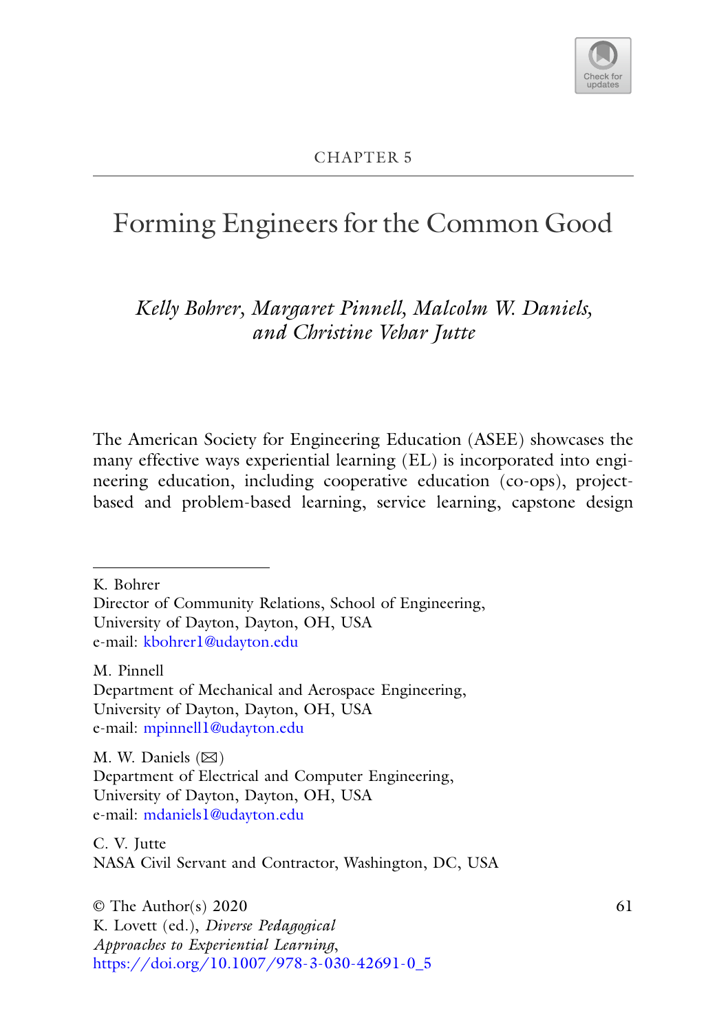CHAPTER 5

# Forming Engineers for the Common Good

*Kelly Bohrer, Margaret Pinnell, Malcolm W. Daniels, and Christine Vehar Jutte*

The American Society for Engineering Education (ASEE) showcases the many effective ways experiential learning (EL) is incorporated into engineering education, including cooperative education (co-ops), project-based and problem-based learning, service learning, capstone design

---

K. Bohrer
Director of Community Relations, School of Engineering, University of Dayton, Dayton, OH, USA
e-mail: kbohrer1@udayton.edu

M. Pinnell
Department of Mechanical and Aerospace Engineering, University of Dayton, Dayton, OH, USA
e-mail: mpinnell1@udayton.edu

M. W. Daniels (✉)
Department of Electrical and Computer Engineering, University of Dayton, Dayton, OH, USA
e-mail: mdaniels1@udayton.edu

C. V. Jutte
NASA Civil Servant and Contractor, Washington, DC, USA

© The Author(s) 2020
K. Lovett (ed.), *Diverse Pedagogical Approaches to Experiential Learning*,
https://doi.org/10.1007/978-3-030-42691-0_5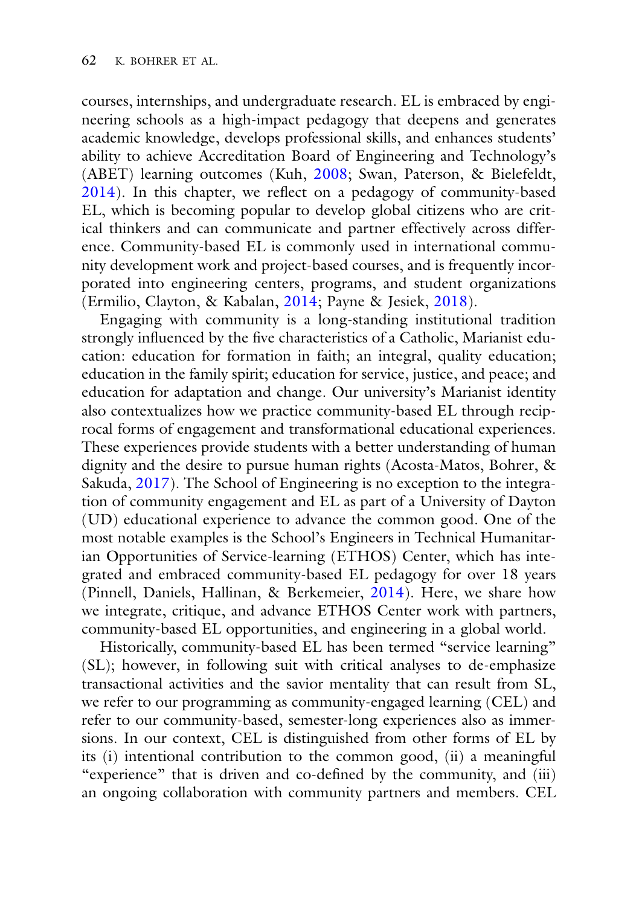courses, internships, and undergraduate research. EL is embraced by engineering schools as a high-impact pedagogy that deepens and generates academic knowledge, develops professional skills, and enhances students' ability to achieve Accreditation Board of Engineering and Technology's (ABET) learning outcomes (Kuh, 2008; Swan, Paterson, & Bielefeldt, 2014). In this chapter, we reflect on a pedagogy of community-based EL, which is becoming popular to develop global citizens who are critical thinkers and can communicate and partner effectively across difference. Community-based EL is commonly used in international community development work and project-based courses, and is frequently incorporated into engineering centers, programs, and student organizations (Ermilio, Clayton, & Kabalan, 2014; Payne & Jesiek, 2018).

Engaging with community is a long-standing institutional tradition strongly influenced by the five characteristics of a Catholic, Marianist education: education for formation in faith; an integral, quality education; education in the family spirit; education for service, justice, and peace; and education for adaptation and change. Our university's Marianist identity also contextualizes how we practice community-based EL through reciprocal forms of engagement and transformational educational experiences. These experiences provide students with a better understanding of human dignity and the desire to pursue human rights (Acosta-Matos, Bohrer, & Sakuda, 2017). The School of Engineering is no exception to the integration of community engagement and EL as part of a University of Dayton (UD) educational experience to advance the common good. One of the most notable examples is the School's Engineers in Technical Humanitarian Opportunities of Service-learning (ETHOS) Center, which has integrated and embraced community-based EL pedagogy for over 18 years (Pinnell, Daniels, Hallinan, & Berkemeier, 2014). Here, we share how we integrate, critique, and advance ETHOS Center work with partners, community-based EL opportunities, and engineering in a global world.

Historically, community-based EL has been termed "service learning" (SL); however, in following suit with critical analyses to de-emphasize transactional activities and the savior mentality that can result from SL, we refer to our programming as community-engaged learning (CEL) and refer to our community-based, semester-long experiences also as immersions. In our context, CEL is distinguished from other forms of EL by its (i) intentional contribution to the common good, (ii) a meaningful "experience" that is driven and co-defined by the community, and (iii) an ongoing collaboration with community partners and members. CEL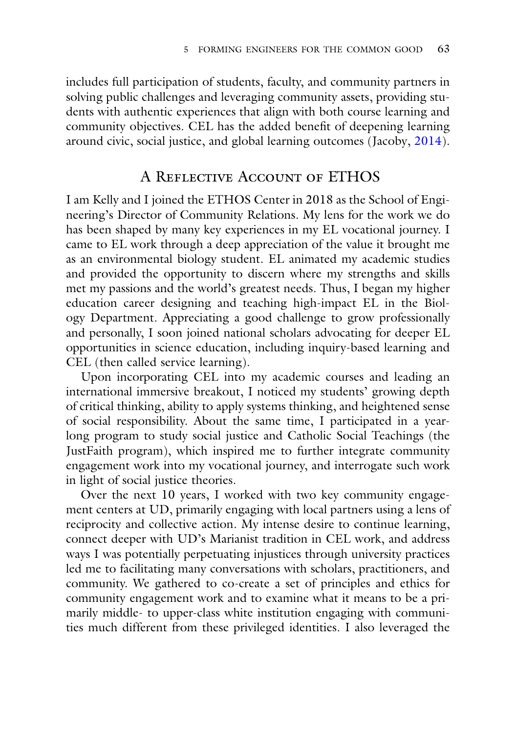includes full participation of students, faculty, and community partners in solving public challenges and leveraging community assets, providing students with authentic experiences that align with both course learning and community objectives. CEL has the added benefit of deepening learning around civic, social justice, and global learning outcomes (Jacoby, 2014).

## A Reflective Account of ETHOS

I am Kelly and I joined the ETHOS Center in 2018 as the School of Engineering's Director of Community Relations. My lens for the work we do has been shaped by many key experiences in my EL vocational journey. I came to EL work through a deep appreciation of the value it brought me as an environmental biology student. EL animated my academic studies and provided the opportunity to discern where my strengths and skills met my passions and the world's greatest needs. Thus, I began my higher education career designing and teaching high-impact EL in the Biology Department. Appreciating a good challenge to grow professionally and personally, I soon joined national scholars advocating for deeper EL opportunities in science education, including inquiry-based learning and CEL (then called service learning).

Upon incorporating CEL into my academic courses and leading an international immersive breakout, I noticed my students' growing depth of critical thinking, ability to apply systems thinking, and heightened sense of social responsibility. About the same time, I participated in a year-long program to study social justice and Catholic Social Teachings (the JustFaith program), which inspired me to further integrate community engagement work into my vocational journey, and interrogate such work in light of social justice theories.

Over the next 10 years, I worked with two key community engagement centers at UD, primarily engaging with local partners using a lens of reciprocity and collective action. My intense desire to continue learning, connect deeper with UD's Marianist tradition in CEL work, and address ways I was potentially perpetuating injustices through university practices led me to facilitating many conversations with scholars, practitioners, and community. We gathered to co-create a set of principles and ethics for community engagement work and to examine what it means to be a primarily middle- to upper-class white institution engaging with communities much different from these privileged identities. I also leveraged the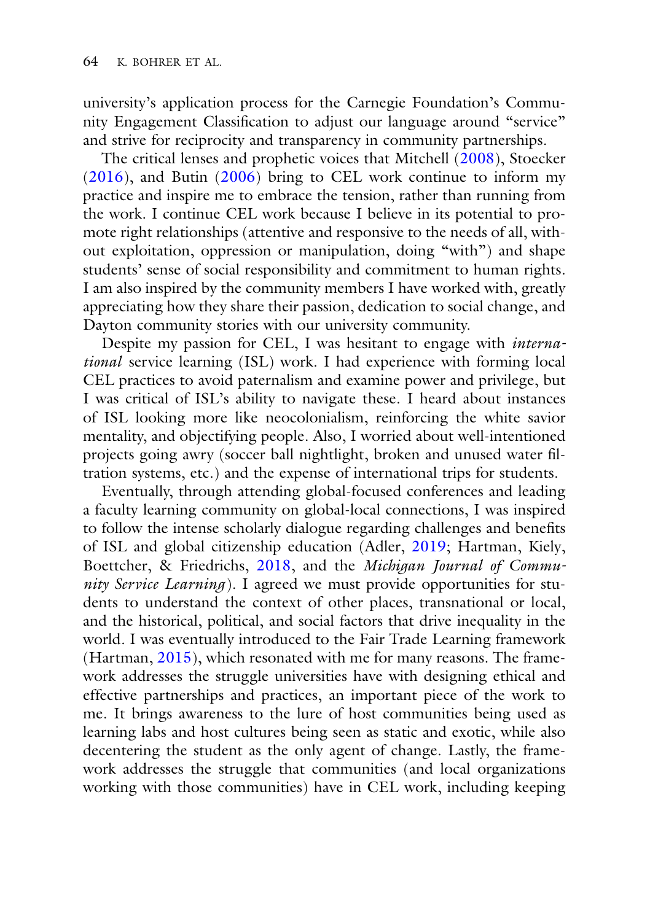university's application process for the Carnegie Foundation's Community Engagement Classification to adjust our language around "service" and strive for reciprocity and transparency in community partnerships.

The critical lenses and prophetic voices that Mitchell (2008), Stoecker (2016), and Butin (2006) bring to CEL work continue to inform my practice and inspire me to embrace the tension, rather than running from the work. I continue CEL work because I believe in its potential to promote right relationships (attentive and responsive to the needs of all, without exploitation, oppression or manipulation, doing "with") and shape students' sense of social responsibility and commitment to human rights. I am also inspired by the community members I have worked with, greatly appreciating how they share their passion, dedication to social change, and Dayton community stories with our university community.

Despite my passion for CEL, I was hesitant to engage with *international* service learning (ISL) work. I had experience with forming local CEL practices to avoid paternalism and examine power and privilege, but I was critical of ISL's ability to navigate these. I heard about instances of ISL looking more like neocolonialism, reinforcing the white savior mentality, and objectifying people. Also, I worried about well-intentioned projects going awry (soccer ball nightlight, broken and unused water filtration systems, etc.) and the expense of international trips for students.

Eventually, through attending global-focused conferences and leading a faculty learning community on global-local connections, I was inspired to follow the intense scholarly dialogue regarding challenges and benefits of ISL and global citizenship education (Adler, 2019; Hartman, Kiely, Boettcher, & Friedrichs, 2018, and the *Michigan Journal of Community Service Learning*). I agreed we must provide opportunities for students to understand the context of other places, transnational or local, and the historical, political, and social factors that drive inequality in the world. I was eventually introduced to the Fair Trade Learning framework (Hartman, 2015), which resonated with me for many reasons. The framework addresses the struggle universities have with designing ethical and effective partnerships and practices, an important piece of the work to me. It brings awareness to the lure of host communities being used as learning labs and host cultures being seen as static and exotic, while also decentering the student as the only agent of change. Lastly, the framework addresses the struggle that communities (and local organizations working with those communities) have in CEL work, including keeping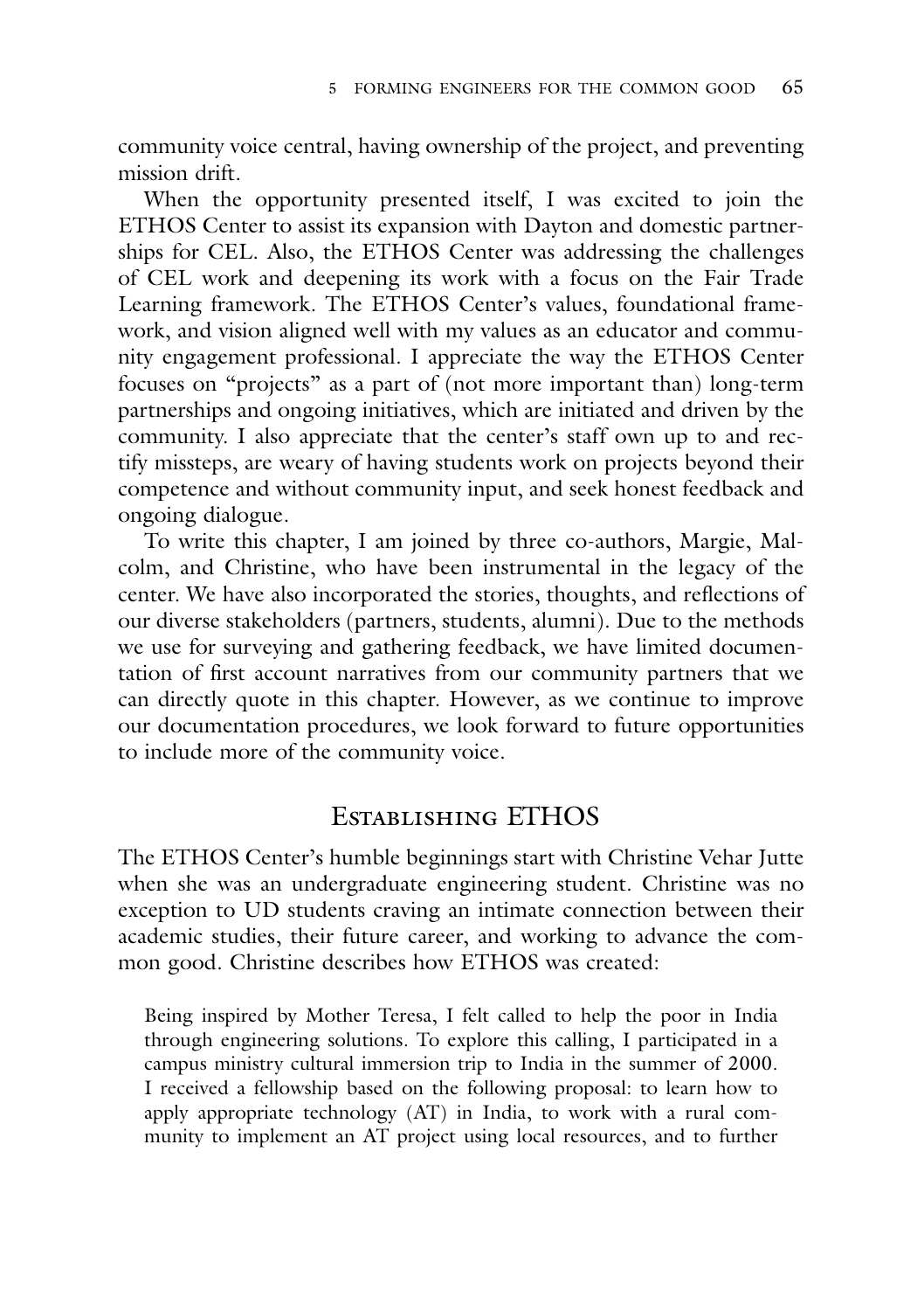community voice central, having ownership of the project, and preventing mission drift.

When the opportunity presented itself, I was excited to join the ETHOS Center to assist its expansion with Dayton and domestic partnerships for CEL. Also, the ETHOS Center was addressing the challenges of CEL work and deepening its work with a focus on the Fair Trade Learning framework. The ETHOS Center's values, foundational framework, and vision aligned well with my values as an educator and community engagement professional. I appreciate the way the ETHOS Center focuses on "projects" as a part of (not more important than) long-term partnerships and ongoing initiatives, which are initiated and driven by the community. I also appreciate that the center's staff own up to and rectify missteps, are weary of having students work on projects beyond their competence and without community input, and seek honest feedback and ongoing dialogue.

To write this chapter, I am joined by three co-authors, Margie, Malcolm, and Christine, who have been instrumental in the legacy of the center. We have also incorporated the stories, thoughts, and reflections of our diverse stakeholders (partners, students, alumni). Due to the methods we use for surveying and gathering feedback, we have limited documentation of first account narratives from our community partners that we can directly quote in this chapter. However, as we continue to improve our documentation procedures, we look forward to future opportunities to include more of the community voice.

## Establishing ETHOS

The ETHOS Center's humble beginnings start with Christine Vehar Jutte when she was an undergraduate engineering student. Christine was no exception to UD students craving an intimate connection between their academic studies, their future career, and working to advance the common good. Christine describes how ETHOS was created:

> Being inspired by Mother Teresa, I felt called to help the poor in India through engineering solutions. To explore this calling, I participated in a campus ministry cultural immersion trip to India in the summer of 2000. I received a fellowship based on the following proposal: to learn how to apply appropriate technology (AT) in India, to work with a rural community to implement an AT project using local resources, and to further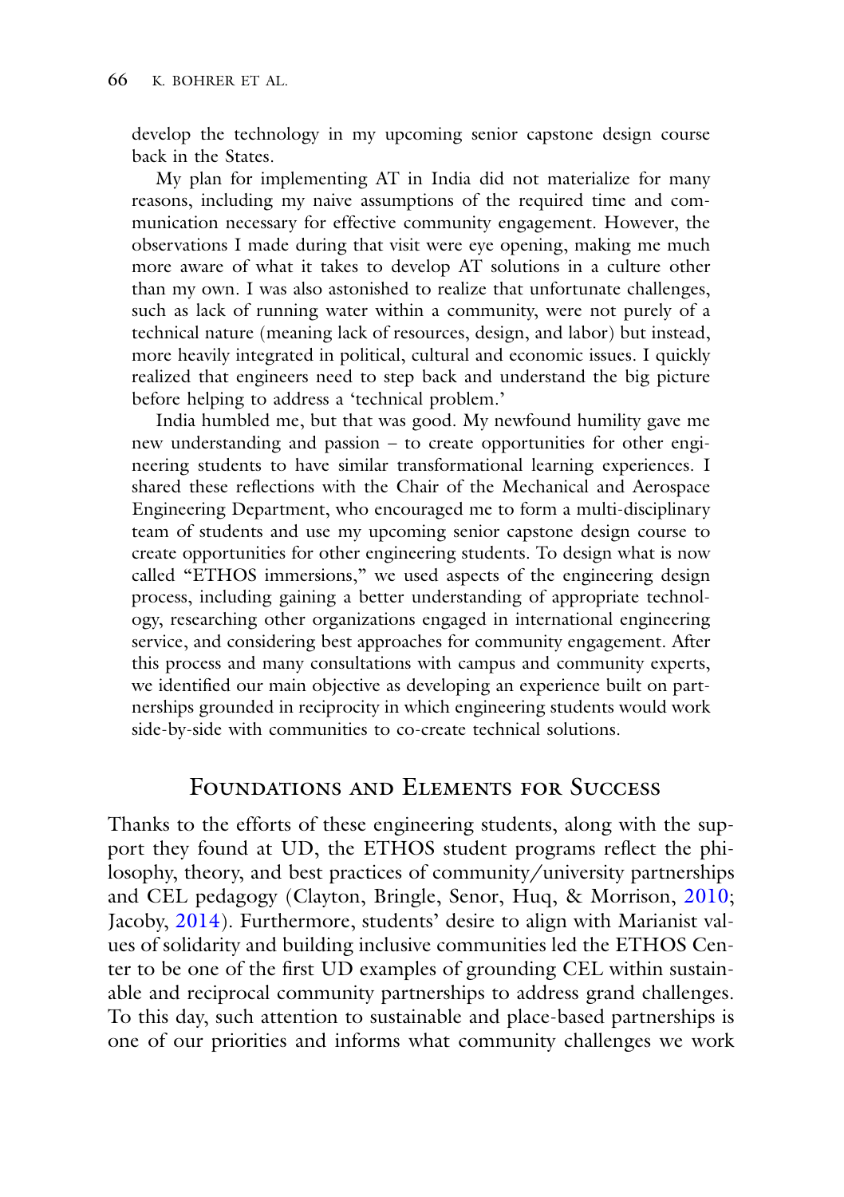develop the technology in my upcoming senior capstone design course back in the States.

My plan for implementing AT in India did not materialize for many reasons, including my naive assumptions of the required time and communication necessary for effective community engagement. However, the observations I made during that visit were eye opening, making me much more aware of what it takes to develop AT solutions in a culture other than my own. I was also astonished to realize that unfortunate challenges, such as lack of running water within a community, were not purely of a technical nature (meaning lack of resources, design, and labor) but instead, more heavily integrated in political, cultural and economic issues. I quickly realized that engineers need to step back and understand the big picture before helping to address a 'technical problem.'

India humbled me, but that was good. My newfound humility gave me new understanding and passion – to create opportunities for other engineering students to have similar transformational learning experiences. I shared these reflections with the Chair of the Mechanical and Aerospace Engineering Department, who encouraged me to form a multi-disciplinary team of students and use my upcoming senior capstone design course to create opportunities for other engineering students. To design what is now called "ETHOS immersions," we used aspects of the engineering design process, including gaining a better understanding of appropriate technology, researching other organizations engaged in international engineering service, and considering best approaches for community engagement. After this process and many consultations with campus and community experts, we identified our main objective as developing an experience built on partnerships grounded in reciprocity in which engineering students would work side-by-side with communities to co-create technical solutions.

## Foundations and Elements for Success

Thanks to the efforts of these engineering students, along with the support they found at UD, the ETHOS student programs reflect the philosophy, theory, and best practices of community/university partnerships and CEL pedagogy (Clayton, Bringle, Senor, Huq, & Morrison, 2010; Jacoby, 2014). Furthermore, students' desire to align with Marianist values of solidarity and building inclusive communities led the ETHOS Center to be one of the first UD examples of grounding CEL within sustainable and reciprocal community partnerships to address grand challenges. To this day, such attention to sustainable and place-based partnerships is one of our priorities and informs what community challenges we work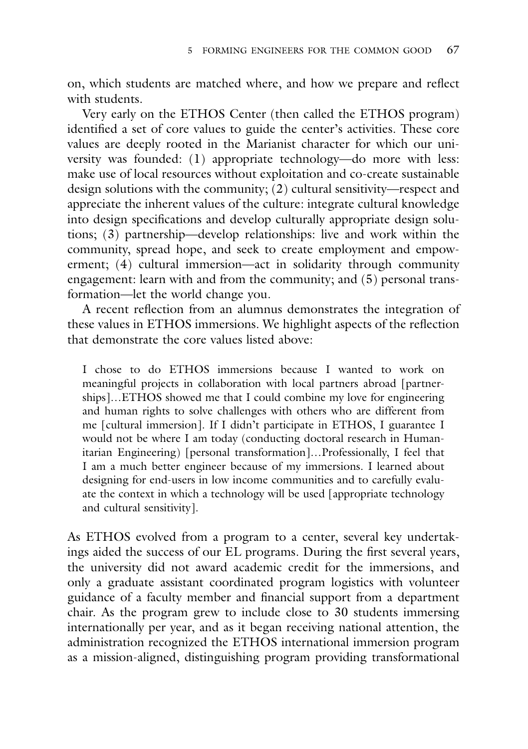on, which students are matched where, and how we prepare and reflect with students.

Very early on the ETHOS Center (then called the ETHOS program) identified a set of core values to guide the center's activities. These core values are deeply rooted in the Marianist character for which our university was founded: (1) appropriate technology—do more with less: make use of local resources without exploitation and co-create sustainable design solutions with the community; (2) cultural sensitivity—respect and appreciate the inherent values of the culture: integrate cultural knowledge into design specifications and develop culturally appropriate design solutions; (3) partnership—develop relationships: live and work within the community, spread hope, and seek to create employment and empowerment; (4) cultural immersion—act in solidarity through community engagement: learn with and from the community; and (5) personal transformation—let the world change you.

A recent reflection from an alumnus demonstrates the integration of these values in ETHOS immersions. We highlight aspects of the reflection that demonstrate the core values listed above:

> I chose to do ETHOS immersions because I wanted to work on meaningful projects in collaboration with local partners abroad [partnerships]…ETHOS showed me that I could combine my love for engineering and human rights to solve challenges with others who are different from me [cultural immersion]. If I didn't participate in ETHOS, I guarantee I would not be where I am today (conducting doctoral research in Humanitarian Engineering) [personal transformation]…Professionally, I feel that I am a much better engineer because of my immersions. I learned about designing for end-users in low income communities and to carefully evaluate the context in which a technology will be used [appropriate technology and cultural sensitivity].

As ETHOS evolved from a program to a center, several key undertakings aided the success of our EL programs. During the first several years, the university did not award academic credit for the immersions, and only a graduate assistant coordinated program logistics with volunteer guidance of a faculty member and financial support from a department chair. As the program grew to include close to 30 students immersing internationally per year, and as it began receiving national attention, the administration recognized the ETHOS international immersion program as a mission-aligned, distinguishing program providing transformational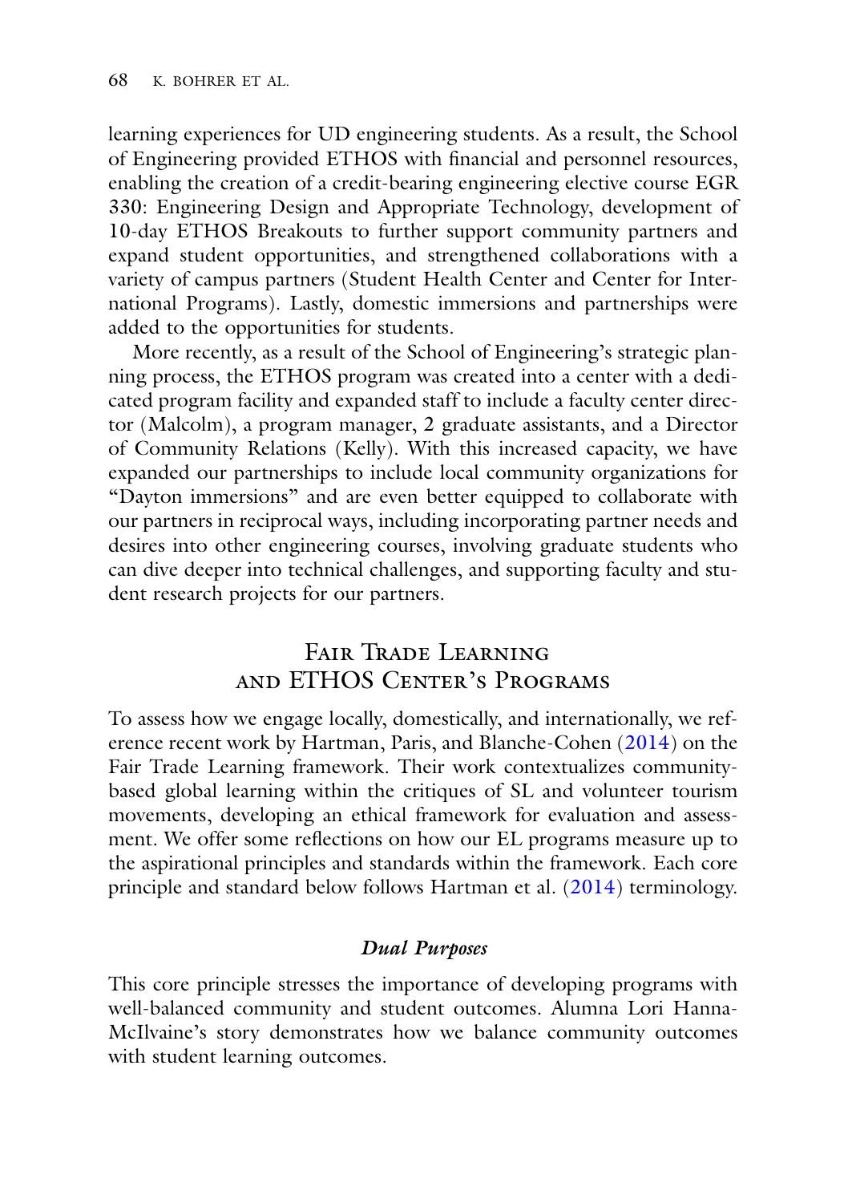learning experiences for UD engineering students. As a result, the School of Engineering provided ETHOS with financial and personnel resources, enabling the creation of a credit-bearing engineering elective course EGR 330: Engineering Design and Appropriate Technology, development of 10-day ETHOS Breakouts to further support community partners and expand student opportunities, and strengthened collaborations with a variety of campus partners (Student Health Center and Center for International Programs). Lastly, domestic immersions and partnerships were added to the opportunities for students.

More recently, as a result of the School of Engineering's strategic planning process, the ETHOS program was created into a center with a dedicated program facility and expanded staff to include a faculty center director (Malcolm), a program manager, 2 graduate assistants, and a Director of Community Relations (Kelly). With this increased capacity, we have expanded our partnerships to include local community organizations for "Dayton immersions" and are even better equipped to collaborate with our partners in reciprocal ways, including incorporating partner needs and desires into other engineering courses, involving graduate students who can dive deeper into technical challenges, and supporting faculty and student research projects for our partners.

## Fair Trade Learning and ETHOS Center's Programs

To assess how we engage locally, domestically, and internationally, we reference recent work by Hartman, Paris, and Blanche-Cohen (2014) on the Fair Trade Learning framework. Their work contextualizes community-based global learning within the critiques of SL and volunteer tourism movements, developing an ethical framework for evaluation and assessment. We offer some reflections on how our EL programs measure up to the aspirational principles and standards within the framework. Each core principle and standard below follows Hartman et al. (2014) terminology.

### *Dual Purposes*

This core principle stresses the importance of developing programs with well-balanced community and student outcomes. Alumna Lori Hanna-McIlvaine's story demonstrates how we balance community outcomes with student learning outcomes.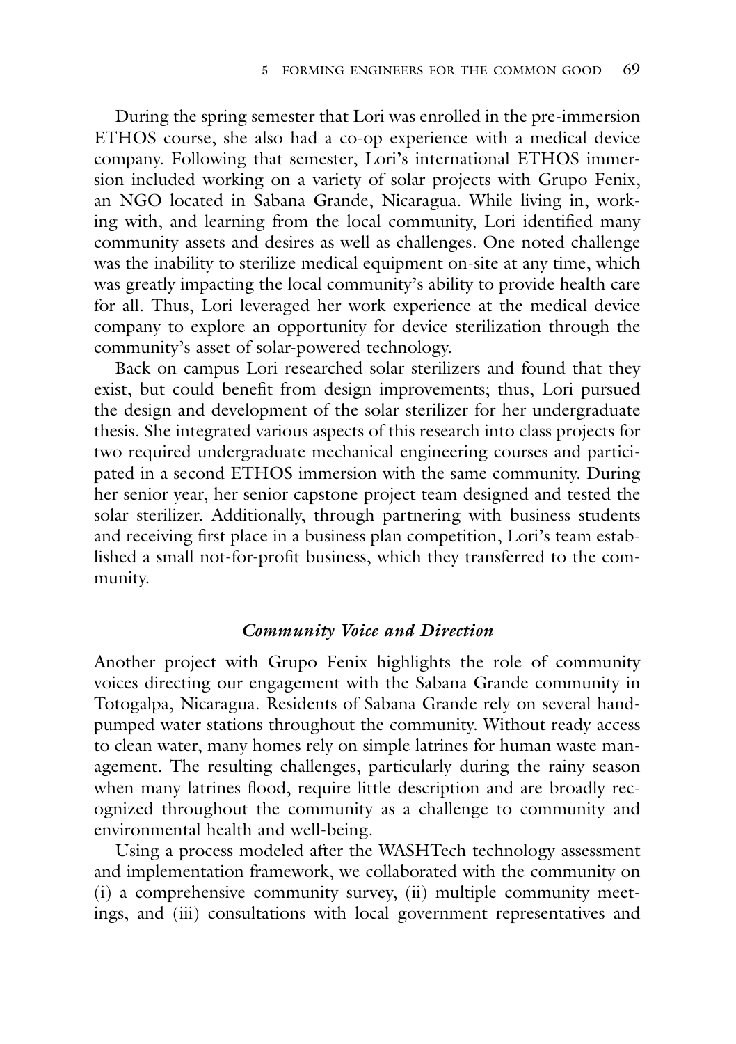During the spring semester that Lori was enrolled in the pre-immersion ETHOS course, she also had a co-op experience with a medical device company. Following that semester, Lori's international ETHOS immersion included working on a variety of solar projects with Grupo Fenix, an NGO located in Sabana Grande, Nicaragua. While living in, working with, and learning from the local community, Lori identified many community assets and desires as well as challenges. One noted challenge was the inability to sterilize medical equipment on-site at any time, which was greatly impacting the local community's ability to provide health care for all. Thus, Lori leveraged her work experience at the medical device company to explore an opportunity for device sterilization through the community's asset of solar-powered technology.

Back on campus Lori researched solar sterilizers and found that they exist, but could benefit from design improvements; thus, Lori pursued the design and development of the solar sterilizer for her undergraduate thesis. She integrated various aspects of this research into class projects for two required undergraduate mechanical engineering courses and participated in a second ETHOS immersion with the same community. During her senior year, her senior capstone project team designed and tested the solar sterilizer. Additionally, through partnering with business students and receiving first place in a business plan competition, Lori's team established a small not-for-profit business, which they transferred to the community.

### *Community Voice and Direction*

Another project with Grupo Fenix highlights the role of community voices directing our engagement with the Sabana Grande community in Totogalpa, Nicaragua. Residents of Sabana Grande rely on several hand-pumped water stations throughout the community. Without ready access to clean water, many homes rely on simple latrines for human waste management. The resulting challenges, particularly during the rainy season when many latrines flood, require little description and are broadly recognized throughout the community as a challenge to community and environmental health and well-being.

Using a process modeled after the WASHTech technology assessment and implementation framework, we collaborated with the community on (i) a comprehensive community survey, (ii) multiple community meetings, and (iii) consultations with local government representatives and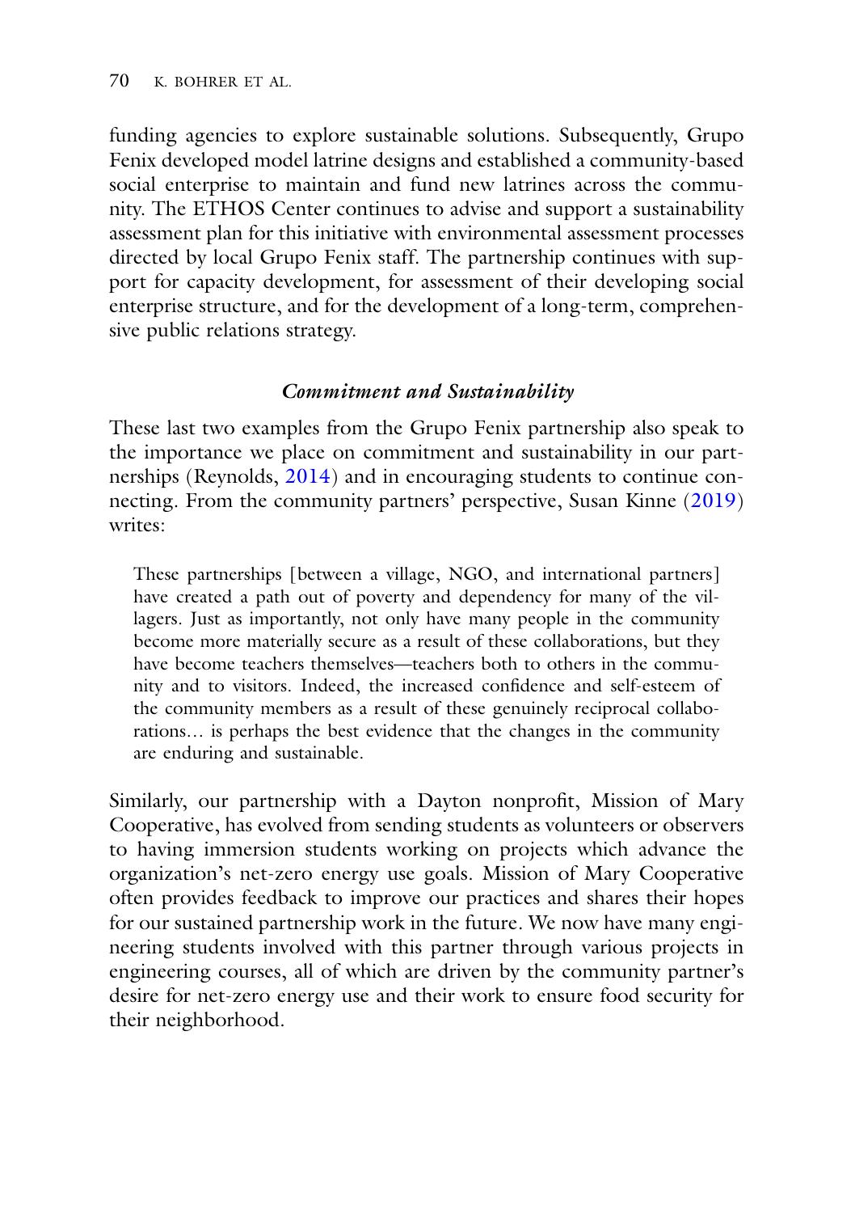funding agencies to explore sustainable solutions. Subsequently, Grupo Fenix developed model latrine designs and established a community-based social enterprise to maintain and fund new latrines across the community. The ETHOS Center continues to advise and support a sustainability assessment plan for this initiative with environmental assessment processes directed by local Grupo Fenix staff. The partnership continues with support for capacity development, for assessment of their developing social enterprise structure, and for the development of a long-term, comprehensive public relations strategy.

### *Commitment and Sustainability*

These last two examples from the Grupo Fenix partnership also speak to the importance we place on commitment and sustainability in our partnerships (Reynolds, 2014) and in encouraging students to continue connecting. From the community partners' perspective, Susan Kinne (2019) writes:

> These partnerships [between a village, NGO, and international partners] have created a path out of poverty and dependency for many of the villagers. Just as importantly, not only have many people in the community become more materially secure as a result of these collaborations, but they have become teachers themselves—teachers both to others in the community and to visitors. Indeed, the increased confidence and self-esteem of the community members as a result of these genuinely reciprocal collaborations… is perhaps the best evidence that the changes in the community are enduring and sustainable.

Similarly, our partnership with a Dayton nonprofit, Mission of Mary Cooperative, has evolved from sending students as volunteers or observers to having immersion students working on projects which advance the organization's net-zero energy use goals. Mission of Mary Cooperative often provides feedback to improve our practices and shares their hopes for our sustained partnership work in the future. We now have many engineering students involved with this partner through various projects in engineering courses, all of which are driven by the community partner's desire for net-zero energy use and their work to ensure food security for their neighborhood.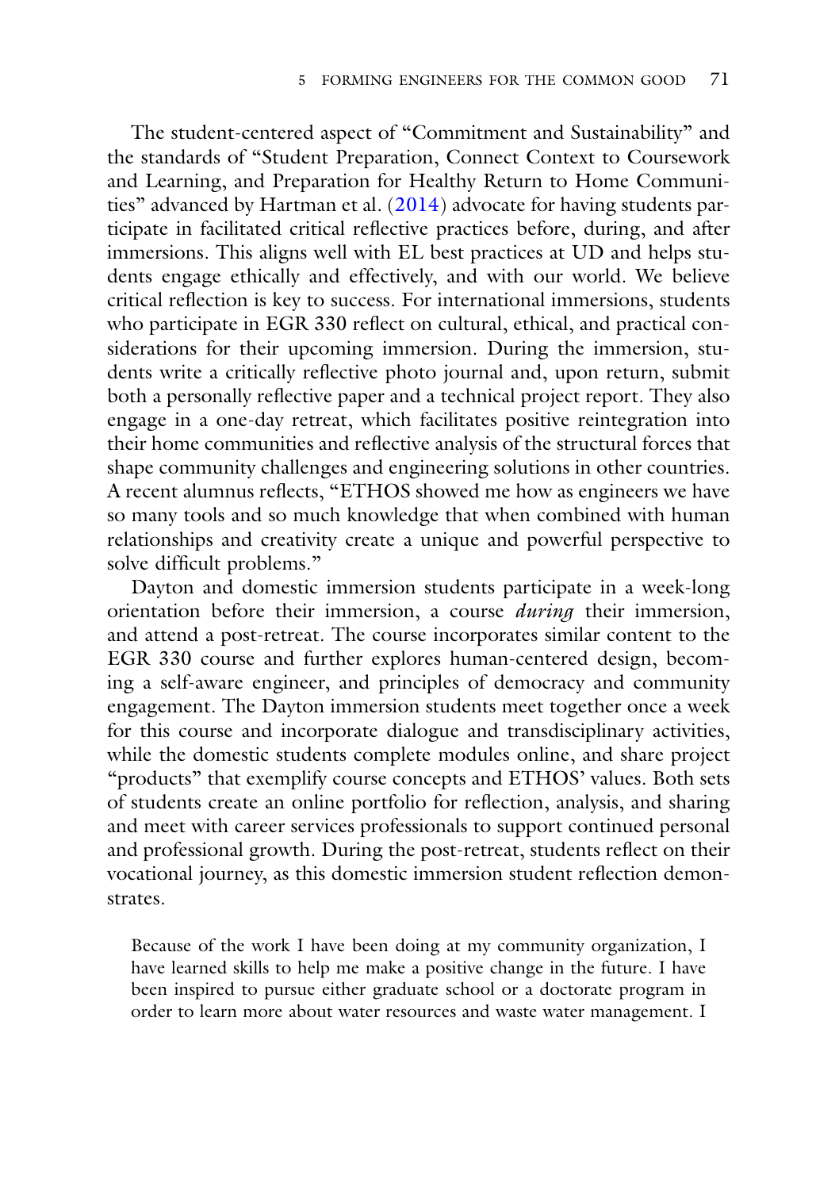The student-centered aspect of "Commitment and Sustainability" and the standards of "Student Preparation, Connect Context to Coursework and Learning, and Preparation for Healthy Return to Home Communities" advanced by Hartman et al. (2014) advocate for having students participate in facilitated critical reflective practices before, during, and after immersions. This aligns well with EL best practices at UD and helps students engage ethically and effectively, and with our world. We believe critical reflection is key to success. For international immersions, students who participate in EGR 330 reflect on cultural, ethical, and practical considerations for their upcoming immersion. During the immersion, students write a critically reflective photo journal and, upon return, submit both a personally reflective paper and a technical project report. They also engage in a one-day retreat, which facilitates positive reintegration into their home communities and reflective analysis of the structural forces that shape community challenges and engineering solutions in other countries. A recent alumnus reflects, "ETHOS showed me how as engineers we have so many tools and so much knowledge that when combined with human relationships and creativity create a unique and powerful perspective to solve difficult problems."

Dayton and domestic immersion students participate in a week-long orientation before their immersion, a course *during* their immersion, and attend a post-retreat. The course incorporates similar content to the EGR 330 course and further explores human-centered design, becoming a self-aware engineer, and principles of democracy and community engagement. The Dayton immersion students meet together once a week for this course and incorporate dialogue and transdisciplinary activities, while the domestic students complete modules online, and share project "products" that exemplify course concepts and ETHOS' values. Both sets of students create an online portfolio for reflection, analysis, and sharing and meet with career services professionals to support continued personal and professional growth. During the post-retreat, students reflect on their vocational journey, as this domestic immersion student reflection demonstrates.

> Because of the work I have been doing at my community organization, I have learned skills to help me make a positive change in the future. I have been inspired to pursue either graduate school or a doctorate program in order to learn more about water resources and waste water management. I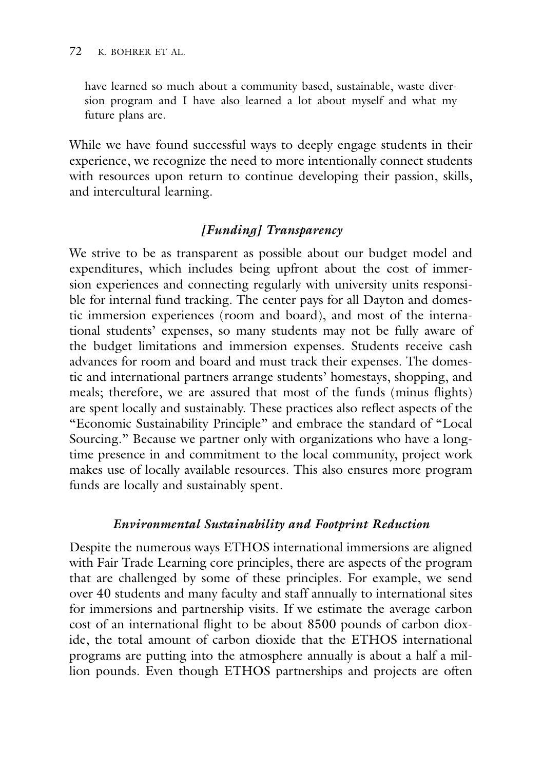> have learned so much about a community based, sustainable, waste diversion program and I have also learned a lot about myself and what my future plans are.

While we have found successful ways to deeply engage students in their experience, we recognize the need to more intentionally connect students with resources upon return to continue developing their passion, skills, and intercultural learning.

### *[Funding] Transparency*

We strive to be as transparent as possible about our budget model and expenditures, which includes being upfront about the cost of immersion experiences and connecting regularly with university units responsible for internal fund tracking. The center pays for all Dayton and domestic immersion experiences (room and board), and most of the international students' expenses, so many students may not be fully aware of the budget limitations and immersion expenses. Students receive cash advances for room and board and must track their expenses. The domestic and international partners arrange students' homestays, shopping, and meals; therefore, we are assured that most of the funds (minus flights) are spent locally and sustainably. These practices also reflect aspects of the "Economic Sustainability Principle" and embrace the standard of "Local Sourcing." Because we partner only with organizations who have a longtime presence in and commitment to the local community, project work makes use of locally available resources. This also ensures more program funds are locally and sustainably spent.

### *Environmental Sustainability and Footprint Reduction*

Despite the numerous ways ETHOS international immersions are aligned with Fair Trade Learning core principles, there are aspects of the program that are challenged by some of these principles. For example, we send over 40 students and many faculty and staff annually to international sites for immersions and partnership visits. If we estimate the average carbon cost of an international flight to be about 8500 pounds of carbon dioxide, the total amount of carbon dioxide that the ETHOS international programs are putting into the atmosphere annually is about a half a million pounds. Even though ETHOS partnerships and projects are often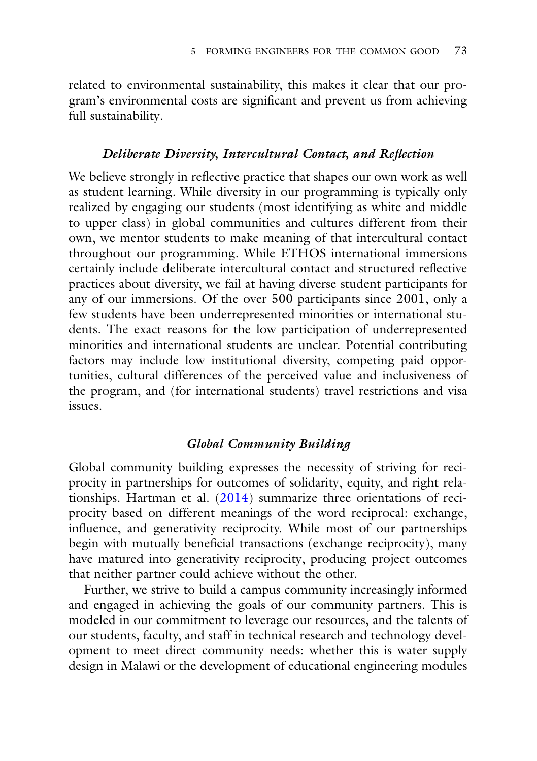related to environmental sustainability, this makes it clear that our program's environmental costs are significant and prevent us from achieving full sustainability.

### *Deliberate Diversity, Intercultural Contact, and Reflection*

We believe strongly in reflective practice that shapes our own work as well as student learning. While diversity in our programming is typically only realized by engaging our students (most identifying as white and middle to upper class) in global communities and cultures different from their own, we mentor students to make meaning of that intercultural contact throughout our programming. While ETHOS international immersions certainly include deliberate intercultural contact and structured reflective practices about diversity, we fail at having diverse student participants for any of our immersions. Of the over 500 participants since 2001, only a few students have been underrepresented minorities or international students. The exact reasons for the low participation of underrepresented minorities and international students are unclear. Potential contributing factors may include low institutional diversity, competing paid opportunities, cultural differences of the perceived value and inclusiveness of the program, and (for international students) travel restrictions and visa issues.

### *Global Community Building*

Global community building expresses the necessity of striving for reciprocity in partnerships for outcomes of solidarity, equity, and right relationships. Hartman et al. (2014) summarize three orientations of reciprocity based on different meanings of the word reciprocal: exchange, influence, and generativity reciprocity. While most of our partnerships begin with mutually beneficial transactions (exchange reciprocity), many have matured into generativity reciprocity, producing project outcomes that neither partner could achieve without the other.

Further, we strive to build a campus community increasingly informed and engaged in achieving the goals of our community partners. This is modeled in our commitment to leverage our resources, and the talents of our students, faculty, and staff in technical research and technology development to meet direct community needs: whether this is water supply design in Malawi or the development of educational engineering modules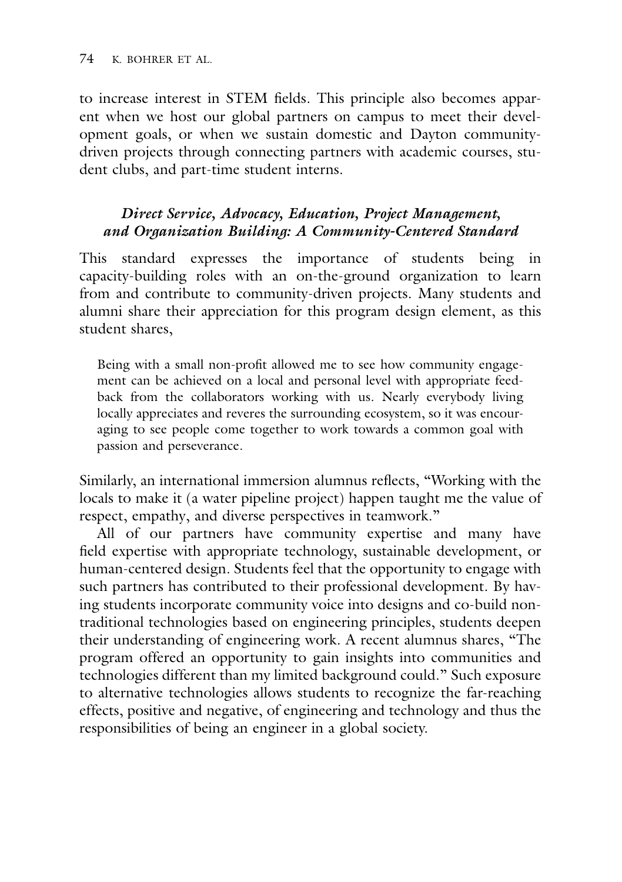to increase interest in STEM fields. This principle also becomes apparent when we host our global partners on campus to meet their development goals, or when we sustain domestic and Dayton community-driven projects through connecting partners with academic courses, student clubs, and part-time student interns.

### *Direct Service, Advocacy, Education, Project Management, and Organization Building: A Community-Centered Standard*

This standard expresses the importance of students being in capacity-building roles with an on-the-ground organization to learn from and contribute to community-driven projects. Many students and alumni share their appreciation for this program design element, as this student shares,

> Being with a small non-profit allowed me to see how community engagement can be achieved on a local and personal level with appropriate feedback from the collaborators working with us. Nearly everybody living locally appreciates and reveres the surrounding ecosystem, so it was encouraging to see people come together to work towards a common goal with passion and perseverance.

Similarly, an international immersion alumnus reflects, "Working with the locals to make it (a water pipeline project) happen taught me the value of respect, empathy, and diverse perspectives in teamwork."

All of our partners have community expertise and many have field expertise with appropriate technology, sustainable development, or human-centered design. Students feel that the opportunity to engage with such partners has contributed to their professional development. By having students incorporate community voice into designs and co-build nontraditional technologies based on engineering principles, students deepen their understanding of engineering work. A recent alumnus shares, "The program offered an opportunity to gain insights into communities and technologies different than my limited background could." Such exposure to alternative technologies allows students to recognize the far-reaching effects, positive and negative, of engineering and technology and thus the responsibilities of being an engineer in a global society.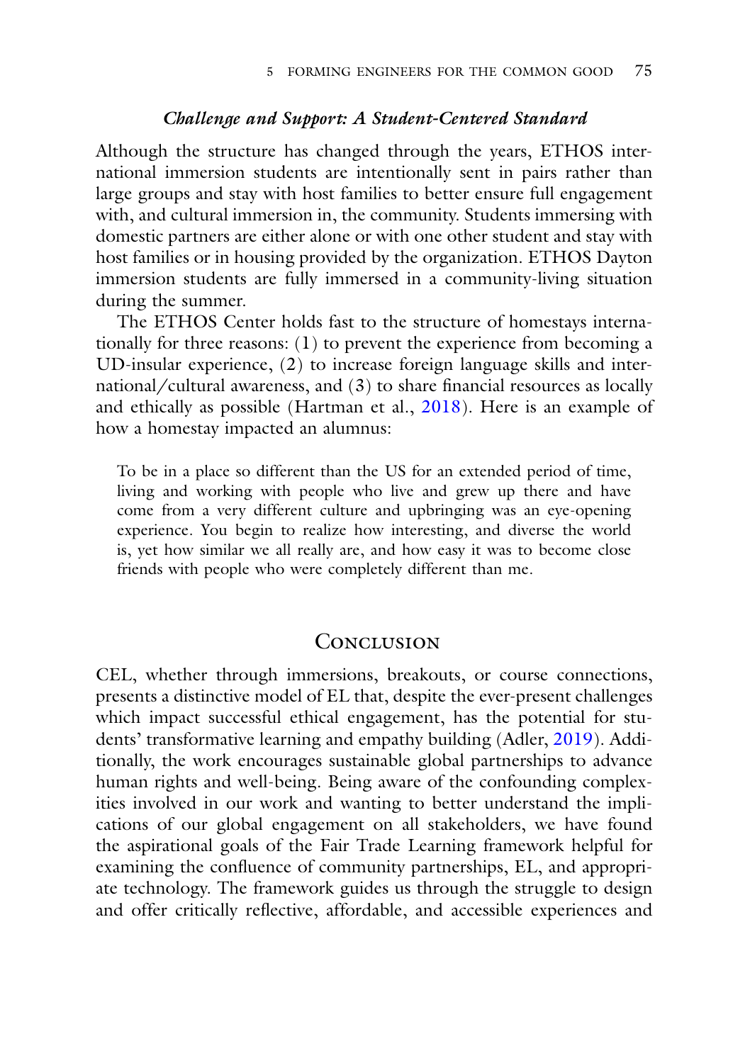### *Challenge and Support: A Student-Centered Standard*

Although the structure has changed through the years, ETHOS international immersion students are intentionally sent in pairs rather than large groups and stay with host families to better ensure full engagement with, and cultural immersion in, the community. Students immersing with domestic partners are either alone or with one other student and stay with host families or in housing provided by the organization. ETHOS Dayton immersion students are fully immersed in a community-living situation during the summer.

The ETHOS Center holds fast to the structure of homestays internationally for three reasons: (1) to prevent the experience from becoming a UD-insular experience, (2) to increase foreign language skills and international/cultural awareness, and (3) to share financial resources as locally and ethically as possible (Hartman et al., 2018). Here is an example of how a homestay impacted an alumnus:

> To be in a place so different than the US for an extended period of time, living and working with people who live and grew up there and have come from a very different culture and upbringing was an eye-opening experience. You begin to realize how interesting, and diverse the world is, yet how similar we all really are, and how easy it was to become close friends with people who were completely different than me.

## Conclusion

CEL, whether through immersions, breakouts, or course connections, presents a distinctive model of EL that, despite the ever-present challenges which impact successful ethical engagement, has the potential for students' transformative learning and empathy building (Adler, 2019). Additionally, the work encourages sustainable global partnerships to advance human rights and well-being. Being aware of the confounding complexities involved in our work and wanting to better understand the implications of our global engagement on all stakeholders, we have found the aspirational goals of the Fair Trade Learning framework helpful for examining the confluence of community partnerships, EL, and appropriate technology. The framework guides us through the struggle to design and offer critically reflective, affordable, and accessible experiences and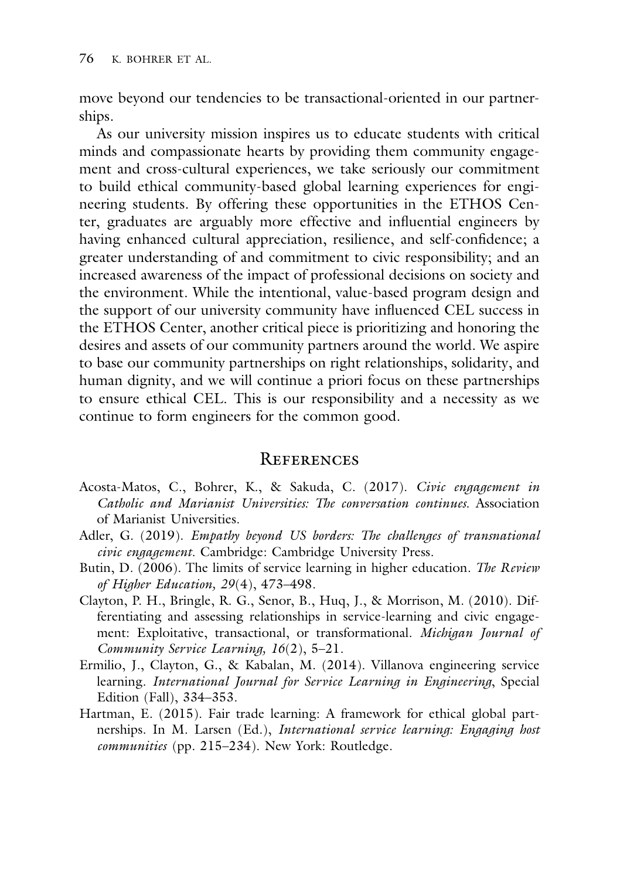move beyond our tendencies to be transactional-oriented in our partnerships.

As our university mission inspires us to educate students with critical minds and compassionate hearts by providing them community engagement and cross-cultural experiences, we take seriously our commitment to build ethical community-based global learning experiences for engineering students. By offering these opportunities in the ETHOS Center, graduates are arguably more effective and influential engineers by having enhanced cultural appreciation, resilience, and self-confidence; a greater understanding of and commitment to civic responsibility; and an increased awareness of the impact of professional decisions on society and the environment. While the intentional, value-based program design and the support of our university community have influenced CEL success in the ETHOS Center, another critical piece is prioritizing and honoring the desires and assets of our community partners around the world. We aspire to base our community partnerships on right relationships, solidarity, and human dignity, and we will continue a priori focus on these partnerships to ensure ethical CEL. This is our responsibility and a necessity as we continue to form engineers for the common good.

## References

Acosta-Matos, C., Bohrer, K., & Sakuda, C. (2017). *Civic engagement in Catholic and Marianist Universities: The conversation continues*. Association of Marianist Universities.

Adler, G. (2019). *Empathy beyond US borders: The challenges of transnational civic engagement*. Cambridge: Cambridge University Press.

Butin, D. (2006). The limits of service learning in higher education. *The Review of Higher Education, 29*(4), 473–498.

Clayton, P. H., Bringle, R. G., Senor, B., Huq, J., & Morrison, M. (2010). Differentiating and assessing relationships in service-learning and civic engagement: Exploitative, transactional, or transformational. *Michigan Journal of Community Service Learning, 16*(2), 5–21.

Ermilio, J., Clayton, G., & Kabalan, M. (2014). Villanova engineering service learning. *International Journal for Service Learning in Engineering*, Special Edition (Fall), 334–353.

Hartman, E. (2015). Fair trade learning: A framework for ethical global partnerships. In M. Larsen (Ed.), *International service learning: Engaging host communities* (pp. 215–234). New York: Routledge.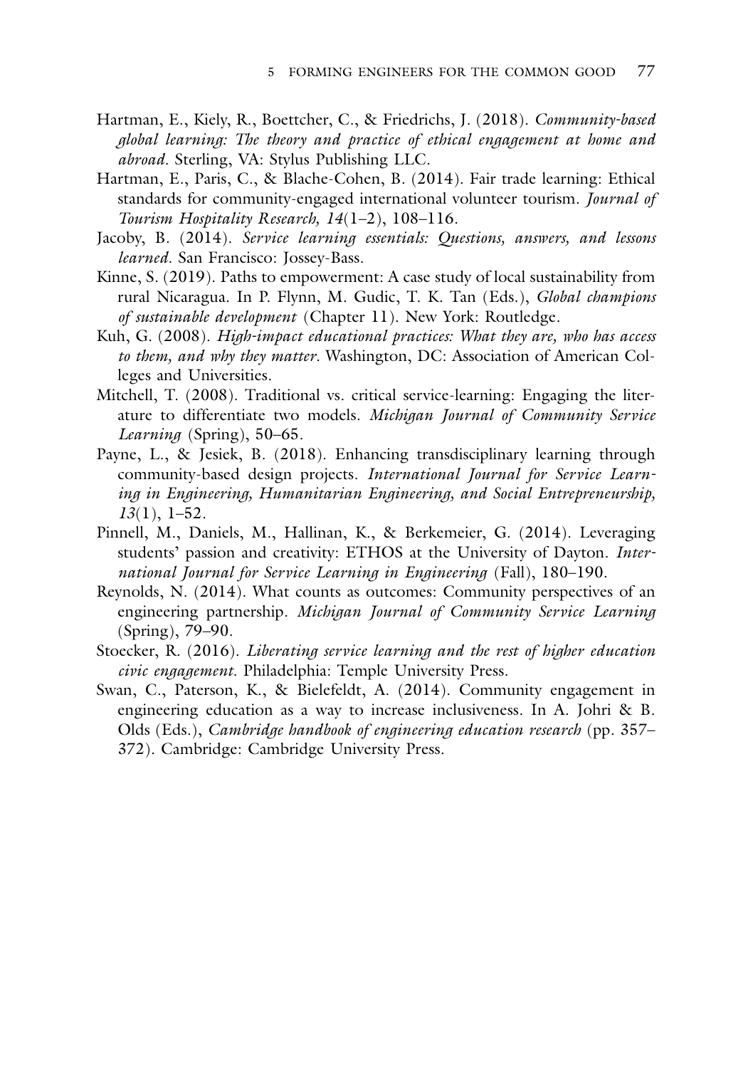Hartman, E., Kiely, R., Boettcher, C., & Friedrichs, J. (2018). *Community-based global learning: The theory and practice of ethical engagement at home and abroad*. Sterling, VA: Stylus Publishing LLC.

Hartman, E., Paris, C., & Blache-Cohen, B. (2014). Fair trade learning: Ethical standards for community-engaged international volunteer tourism. *Journal of Tourism Hospitality Research, 14*(1–2), 108–116.

Jacoby, B. (2014). *Service learning essentials: Questions, answers, and lessons learned*. San Francisco: Jossey-Bass.

Kinne, S. (2019). Paths to empowerment: A case study of local sustainability from rural Nicaragua. In P. Flynn, M. Gudic, T. K. Tan (Eds.), *Global champions of sustainable development* (Chapter 11). New York: Routledge.

Kuh, G. (2008). *High-impact educational practices: What they are, who has access to them, and why they matter*. Washington, DC: Association of American Colleges and Universities.

Mitchell, T. (2008). Traditional vs. critical service-learning: Engaging the literature to differentiate two models. *Michigan Journal of Community Service Learning* (Spring), 50–65.

Payne, L., & Jesiek, B. (2018). Enhancing transdisciplinary learning through community-based design projects. *International Journal for Service Learning in Engineering, Humanitarian Engineering, and Social Entrepreneurship, 13*(1), 1–52.

Pinnell, M., Daniels, M., Hallinan, K., & Berkemeier, G. (2014). Leveraging students' passion and creativity: ETHOS at the University of Dayton. *International Journal for Service Learning in Engineering* (Fall), 180–190.

Reynolds, N. (2014). What counts as outcomes: Community perspectives of an engineering partnership. *Michigan Journal of Community Service Learning* (Spring), 79–90.

Stoecker, R. (2016). *Liberating service learning and the rest of higher education civic engagement*. Philadelphia: Temple University Press.

Swan, C., Paterson, K., & Bielefeldt, A. (2014). Community engagement in engineering education as a way to increase inclusiveness. In A. Johri & B. Olds (Eds.), *Cambridge handbook of engineering education research* (pp. 357–372). Cambridge: Cambridge University Press.